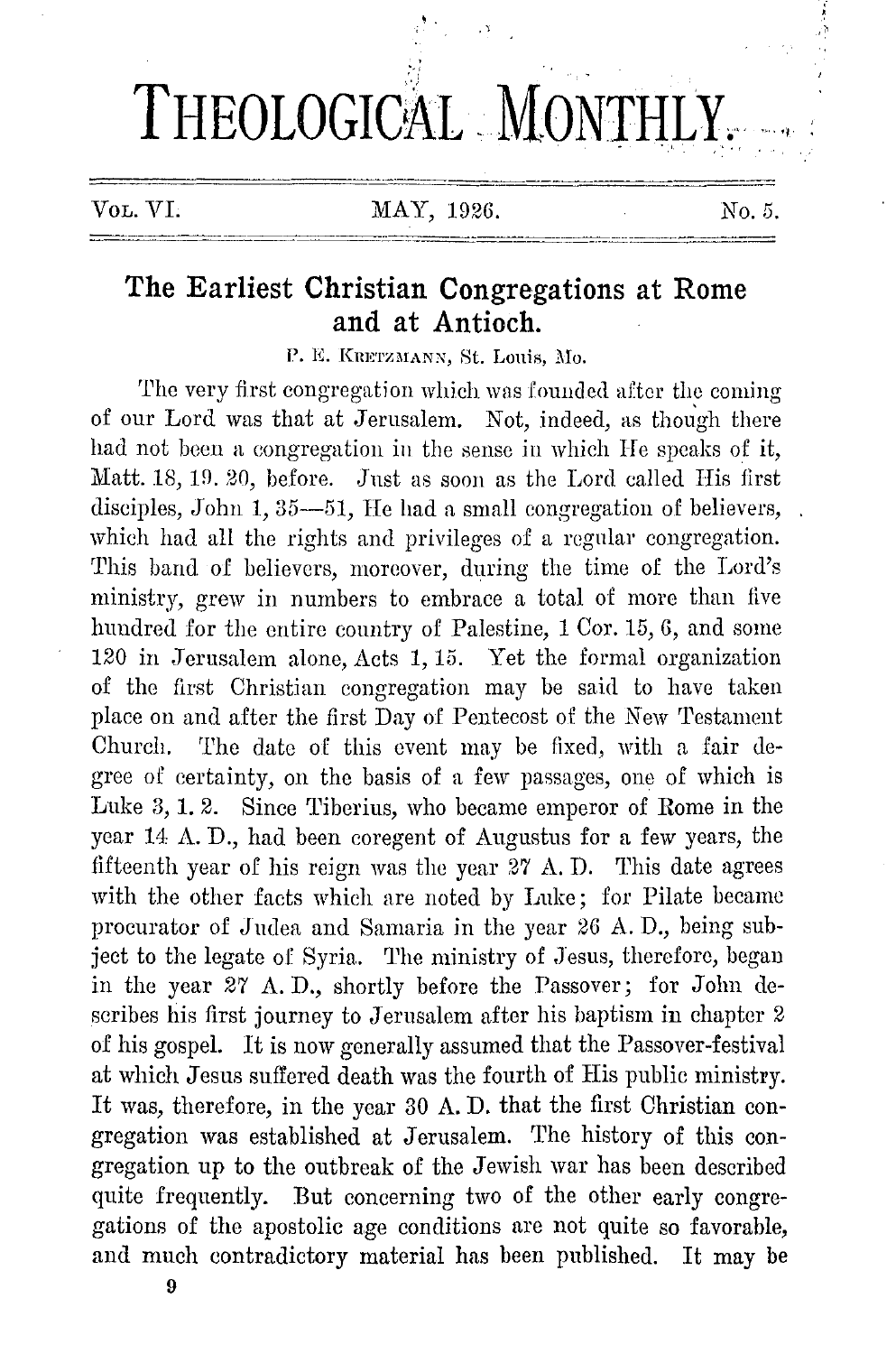# THEOLOGICAL MONTHLY.

VOL. VI. MAY, 1926. No. 5.

## The Earliest Christian Congregations at Rome and at Antioch.

P. E. KRETZMANN, St. Louis, Mo.

The very first congregation which was founded after the coming of our Lord was that at Jerusalem. Not, indeed, as though there had not been a congregation in the sense in which He speaks of it, Matt. 18, 19. 20, before. Just as soon as the Lord called His first disciples, John 1, 35—51, He had a small congregation of believers, which had all the rights and privileges of a regular congregation. This band of believers, moreover, during the time of the Lord's ministry, grew in numbers to embrace a total of more than five hundred for the entire country of Palestine, 1 Cor. 15, 6, and some 120 in Jerusalem alone, Acts 1, 15. Yet the formal organization of the first Christian congregation may be said to have taken place on and after the first Day of Pentecost of the New Testament Church. The date of this event may be fixed, with a fair degree of certainty, on the basis of a few passages, one of which is Luke 3, 1. 2. Since Tiberius, who became emperor of Rome in the year 14 A. D., had been coregent of Augustus for a few years, the fifteenth year of his reign was the year 27 A. D. This date agrees with the other facts which are noted by Luke; for Pilate became procurator of Judea and Samaria in the year 26 A. D., being subject to the legate of Syria. The ministry of Jesus, therefore, began in the year 27 A. D., shortly before the Passover; for John describes his first journey to Jerusalem after his baptism in chapter 2 of his gospel. It is now generally assumed that the Passover-festival at which Jesus suffered death was the fourth of His public ministry. It was, therefore, in the year 30 A. D. that the first Christian congregation was established at Jerusalem. The history of this congregation up to the outbreak of the Jewish war has been described quite frequently. But concerning two of the other early congregations of the apostolic age conditions are not quite so favorable, and much contradictory material has been published. It may be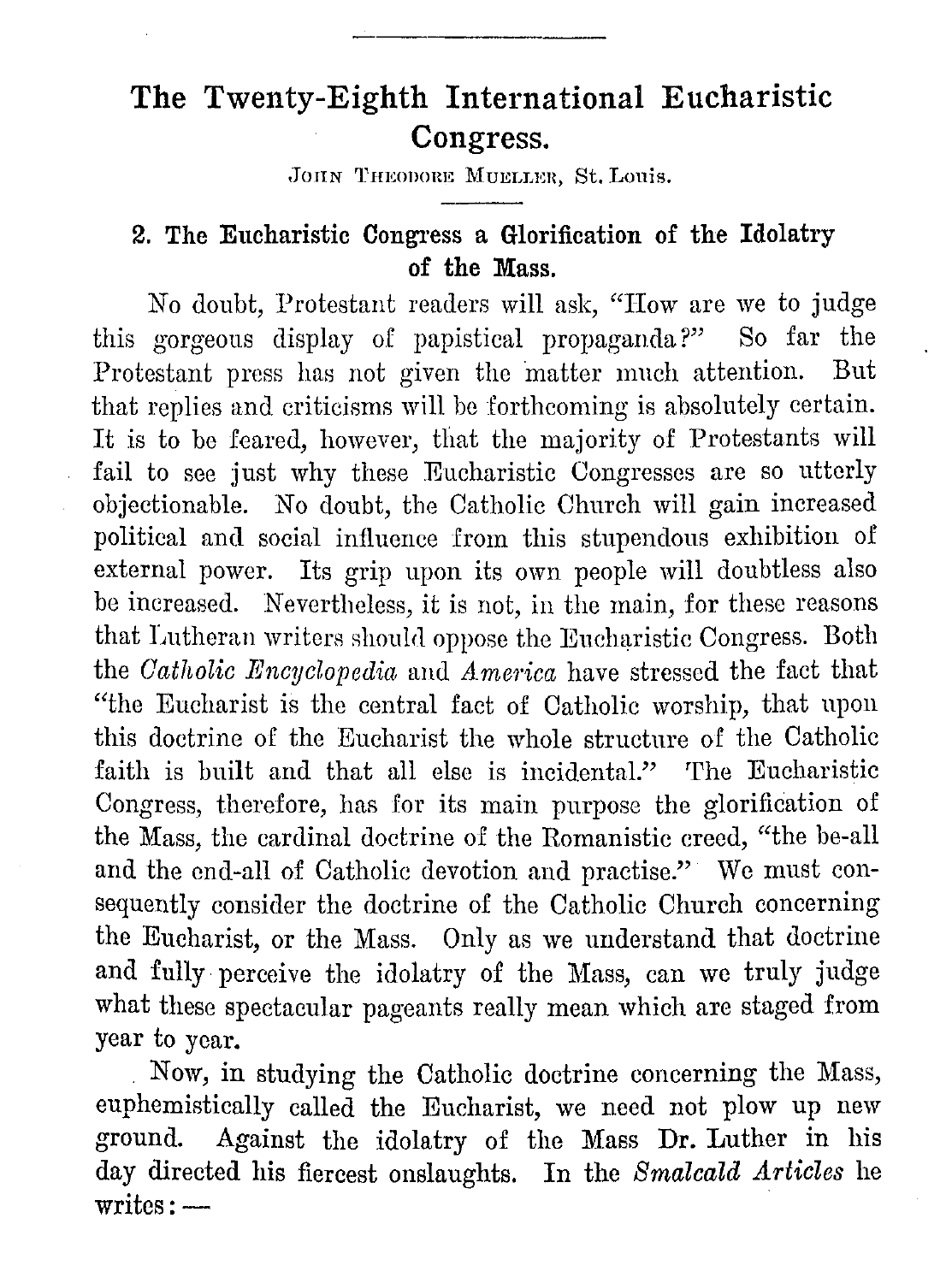# The Twenty-Eighth International Eucharistic Congress.

JOHN THEODORE MUELLER, St. Louis.

## 2. The Eucharistic Congress a Glorification of the Idolatry of the Mass.

No doubt, Protestant readers will ask, "How are we to judge this gorgeous display of papistical propaganda?" So far the Protestant press has not given the matter much attention. But that replies and criticisms will be forthcoming is absolutely certain. It is to be feared, however, that the majority of Protestants will fail to see just why these Eucharistic Congresses are so utterly objectionable. No doubt, the Catholic Church will gain increased political and social influence from this stupendous exhibition of external power. Its grip upon its own people will doubtless also be increased. Nevertheless, it is not, in the main, for these reasons that Lutheran writers should oppose the Eucharistic Congress. Both the *Catholic Encyclopedia* and *America* have stressed the fact that "the Eucharist is the central fact of Catholic worship, that upon this doctrine of the Eucharist the whole structure of the Catholic faith is built and that all else is incidental." The Eucharistic Congress, therefore, has for its main purpose the glorification of the Mass, the cardinal doctrine of the Romanistic creed, "the be-all and the end-all of Catholic devotion and practise." We must consequently consider the doctrine of the Catholic Church concerning the Eucharist, or the Mass. Only as we understand that doctrine and fully perceive the idolatry of the Mass, can we truly judge what these spectacular pageants really mean which are staged from year to year.

Now, in studying the Catholic doctrine concerning the Mass, euphemistically called the Eucharist, we need not plow up new ground. Against the idolatry of the Mass Dr. Luther in his day directed his fiercest onslaughts. In the *Smalcald Articles* he writes: —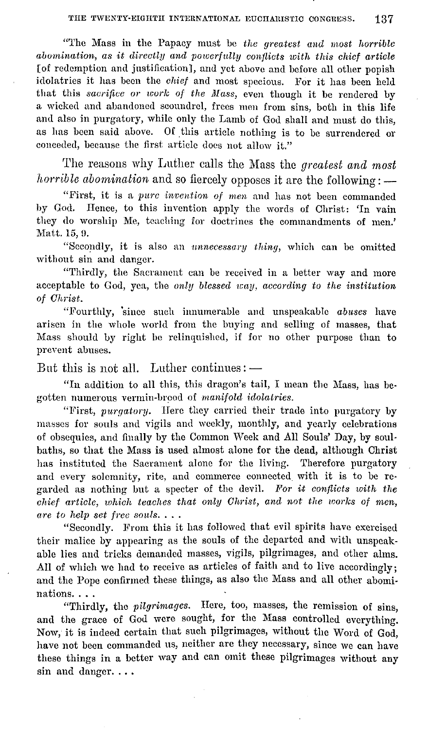"The Mass in the Papacy must be *the greatest and most horrible abomination, as it directly and powerfully conflicts with this chief article* [of redemption and justification], and yet above and before all other popish idolatries it has been the *chief* and most specious. For it has been held that this *sacrifice or work of the Mass,* even though it be rendered by a wicked and abandoned scoundrel, frees men from sins, both in this life and also in purgatory, while only the Lamb of God shall and must do this, as has been said above. Of this article nothing is to be surrendered or conceded, because the first article does not allow it."

The reasons why Luther calls the Mass the *greatest and most horrible abomination* and so fiercely opposes it are the following: —

"First, it is a *pure invention of men* and has not been commanded by God. Hence, to this invention apply the words of Christ: 'In vain they do worship Me, teaching for doctrines the commandments of men.' Matt. 15, 9.

"Secondly, it is also an *unnecessary thing,* which can be omitted without sin and danger.

"Thirdly, the Sacrament can be received in a better way and more acceptable to God, yea, the *only blessed way, according to the institution of Christ.*

"Fourthly, since such innumerable and unspeakable *abuses* have arisen in the whole world from the buying and selling of masses, that Mass should by right be relinquished, if for no other purpose than to prevent abuses.

But this is not all. Luther continues: —

"In addition to all this, this dragon's tail, I mean the Mass, has begotten numerous vermin-brood of *manifold idolatries.*

"First, *purgatory.* Here they carried their trade into purgatory by masses for souls and vigils and weekly, monthly, and yearly celebrations of obsequies, and finally by the Common Week and All Souls' Day, by soul-baths, so that the Mass is used almost alone for the dead, although Christ has instituted the Sacrament alone for the living. Therefore purgatory and every solemnity, rite, and commerce connected with it is to be regarded as nothing but a specter of the devil. *For it conflicts with the chief article, which teaches that only Christ, and not the works of men, are to help set free souls. . . .*

"Secondly. From this it has followed that evil spirits have exercised their malice by appearing as the souls of the departed and with unspeakable lies and tricks demanded masses, vigils, pilgrimages, and other alms. All of which we had to receive as articles of faith and to live accordingly; and the Pope confirmed these things, as also the Mass and all other abominations. . . .

"Thirdly, the *pilgrimages.* Here, too, masses, the remission of sins, and the grace of God were sought, for the Mass controlled everything. Now, it is indeed certain that such pilgrimages, without the Word of God, have not been commanded us, neither are they necessary, since we can have these things in a better way and can omit these pilgrimages without any sin and danger. . . .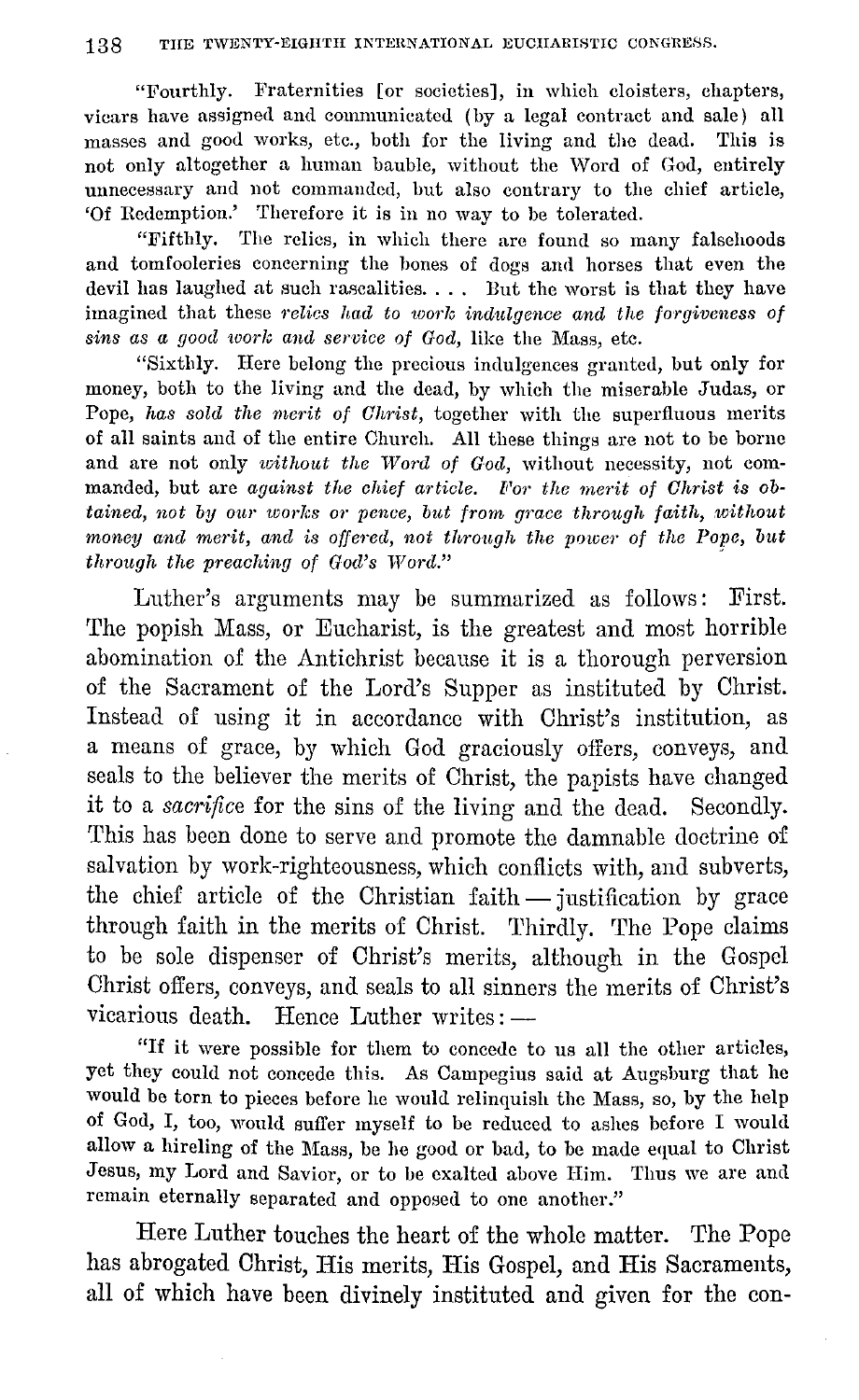"Fourthly. Fraternities [or societies], in which cloisters, chapters, vicars have assigned and communicated (by a legal contract and sale) all masses and good works, etc., both for the living and the dead. This is not only altogether a human bauble, without the Word of God, entirely unnecessary and not commanded, but also contrary to the chief article, 'Of Redemption.' Therefore it is in no way to be tolerated.

"Fifthly. The relics, in which there are found so many falsehoods and tomfooleries concerning the bones of dogs and horses that even the devil has laughed at such rascalities. . . . But the worst is that they have imagined that these *relics had to work indulgence and the forgiveness of sins as a good work and service of God*, like the Mass, etc.

"Sixthly. Here belong the precious indulgences granted, but only for money, both to the living and the dead, by which the miserable Judas, or Pope, *has sold the merit of Christ*, together with the superfluous merits of all saints and of the entire Church. All these things are not to be borne and are not only *without the Word of God*, without necessity, not commanded, but are *against the chief article. For the merit of Christ is obtained, not by our works or pence, but from grace through faith, without money and merit, and is offered, not through the power of the Pope, but through the preaching of God's Word.*"

Luther's arguments may be summarized as follows: First. The popish Mass, or Eucharist, is the greatest and most horrible abomination of the Antichrist because it is a thorough perversion of the Sacrament of the Lord's Supper as instituted by Christ. Instead of using it in accordance with Christ's institution, as a means of grace, by which God graciously offers, conveys, and seals to the believer the merits of Christ, the papists have changed it to a *sacrifice* for the sins of the living and the dead. Secondly. This has been done to serve and promote the damnable doctrine of salvation by work-righteousness, which conflicts with, and subverts, the chief article of the Christian faith — justification by grace through faith in the merits of Christ. Thirdly. The Pope claims to be sole dispenser of Christ's merits, although in the Gospel Christ offers, conveys, and seals to all sinners the merits of Christ's vicarious death. Hence Luther writes: —

"If it were possible for them to concede to us all the other articles, yet they could not concede this. As Campegius said at Augsburg that he would be torn to pieces before he would relinquish the Mass, so, by the help of God, I, too, would suffer myself to be reduced to ashes before I would allow a hireling of the Mass, be he good or bad, to be made equal to Christ Jesus, my Lord and Savior, or to be exalted above Him. Thus we are and remain eternally separated and opposed to one another."

Here Luther touches the heart of the whole matter. The Pope has abrogated Christ, His merits, His Gospel, and His Sacraments, all of which have been divinely instituted and given for the con-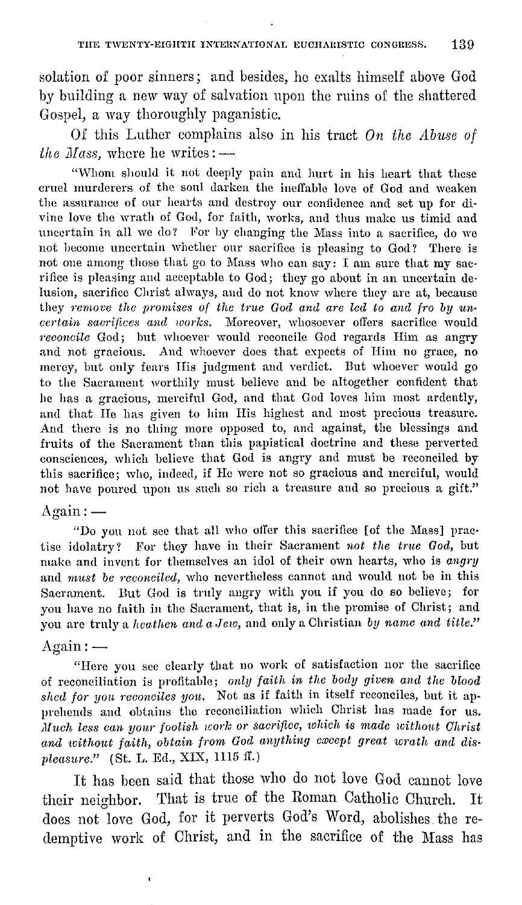solation of poor sinners; and besides, he exalts himself above God by building a new way of salvation upon the ruins of the shattered Gospel, a way thoroughly paganistic.

Of this Luther complains also in his tract *On the Abuse of the Mass,* where he writes: —

> "Whom should it not deeply pain and hurt in his heart that these cruel murderers of the soul darken the ineffable love of God and weaken the assurance of our hearts and destroy our confidence and set up for divine love the wrath of God, for faith, works, and thus make us timid and uncertain in all we do? For by changing the Mass into a sacrifice, do we not become uncertain whether our sacrifice is pleasing to God? There is not one among those that go to Mass who can say: I am sure that my sacrifice is pleasing and acceptable to God; they go about in an uncertain delusion, sacrifice Christ always, and do not know where they are at, because they *remove the promises of the true God and are led to and fro by uncertain sacrifices and works.* Moreover, whosoever offers sacrifice would *reconcile* God; but whoever would reconcile God regards Him as angry and not gracious. And whoever does that expects of Him no grace, no mercy, but only fears His judgment and verdict. But whoever would go to the Sacrament worthily must believe and be altogether confident that he has a gracious, merciful God, and that God loves him most ardently, and that He has given to him His highest and most precious treasure. And there is no thing more opposed to, and against, the blessings and fruits of the Sacrament than this papistical doctrine and these perverted consciences, which believe that God is angry and must be reconciled by this sacrifice; who, indeed, if He were not so gracious and merciful, would not have poured upon us such so rich a treasure and so precious a gift."

Again: —

> "Do you not see that all who offer this sacrifice [of the Mass] practise idolatry? For they have in their Sacrament *not the true God,* but make and invent for themselves an idol of their own hearts, who is *angry* and *must be reconciled,* who nevertheless cannot and would not be in this Sacrament. But God is truly angry with you if you do so believe; for you have no faith in the Sacrament, that is, in the promise of Christ; and you are truly a *heathen and a Jew,* and only a Christian *by name and title.*"

Again: —

> "Here you see clearly that no work of satisfaction nor the sacrifice of reconciliation is profitable; *only faith in the body given and the blood shed for you reconciles you.* Not as if faith in itself reconciles, but it apprehends and obtains the reconciliation which Christ has made for us. *Much less can your foolish work or sacrifice, which is made without Christ and without faith, obtain from God anything except great wrath and displeasure.*" (St. L. Ed., XIX, 1115 ff.)

It has been said that those who do not love God cannot love their neighbor. That is true of the Roman Catholic Church. It does not love God, for it perverts God's Word, abolishes the redemptive work of Christ, and in the sacrifice of the Mass has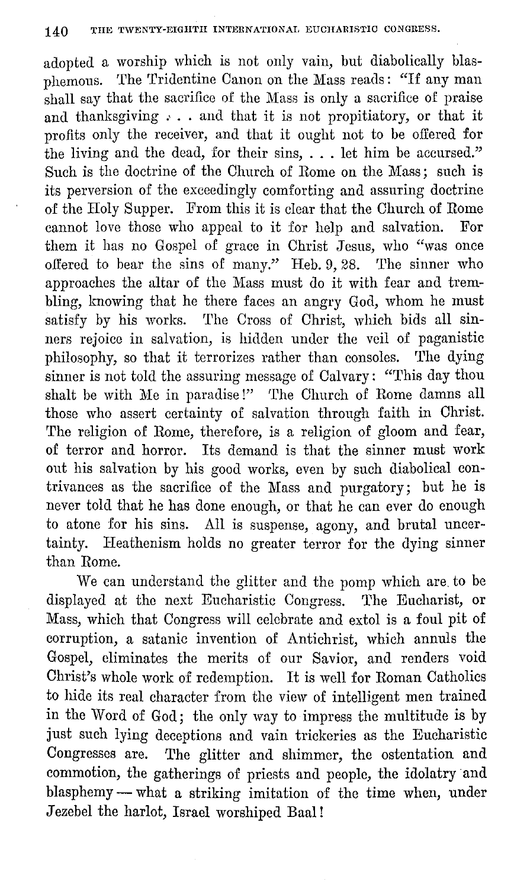adopted a worship which is not only vain, but diabolically blasphemous. The Tridentine Canon on the Mass reads: "If any man shall say that the sacrifice of the Mass is only a sacrifice of praise and thanksgiving . . . and that it is not propitiatory, or that it profits only the receiver, and that it ought not to be offered for the living and the dead, for their sins, . . . let him be accursed." Such is the doctrine of the Church of Rome on the Mass; such is its perversion of the exceedingly comforting and assuring doctrine of the Holy Supper. From this it is clear that the Church of Rome cannot love those who appeal to it for help and salvation. For them it has no Gospel of grace in Christ Jesus, who "was once offered to bear the sins of many." Heb. 9, 28. The sinner who approaches the altar of the Mass must do it with fear and trembling, knowing that he there faces an angry God, whom he must satisfy by his works. The Cross of Christ, which bids all sinners rejoice in salvation, is hidden under the veil of paganistic philosophy, so that it terrorizes rather than consoles. The dying sinner is not told the assuring message of Calvary: "This day thou shalt be with Me in paradise!" The Church of Rome damns all those who assert certainty of salvation through faith in Christ. The religion of Rome, therefore, is a religion of gloom and fear, of terror and horror. Its demand is that the sinner must work out his salvation by his good works, even by such diabolical contrivances as the sacrifice of the Mass and purgatory; but he is never told that he has done enough, or that he can ever do enough to atone for his sins. All is suspense, agony, and brutal uncertainty. Heathenism holds no greater terror for the dying sinner than Rome.

We can understand the glitter and the pomp which are to be displayed at the next Eucharistic Congress. The Eucharist, or Mass, which that Congress will celebrate and extol is a foul pit of corruption, a satanic invention of Antichrist, which annuls the Gospel, eliminates the merits of our Savior, and renders void Christ's whole work of redemption. It is well for Roman Catholics to hide its real character from the view of intelligent men trained in the Word of God; the only way to impress the multitude is by just such lying deceptions and vain trickeries as the Eucharistic Congresses are. The glitter and shimmer, the ostentation and commotion, the gatherings of priests and people, the idolatry and blasphemy — what a striking imitation of the time when, under Jezebel the harlot, Israel worshiped Baal!